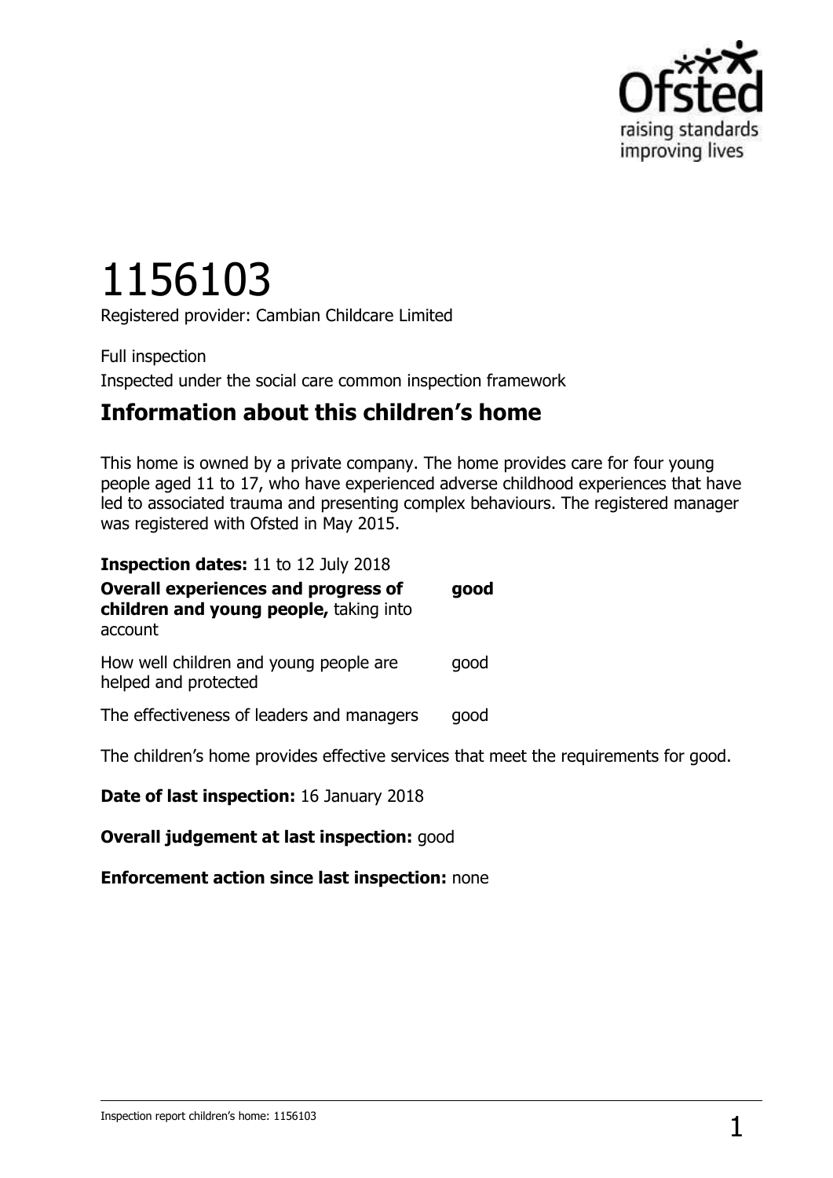# 1156103

Registered provider: Cambian Childcare Limited

Full inspection

Inspected under the social care common inspection framework

## Information about this children's home

This home is owned by a private company. The home provides care for four young people aged 11 to 17, who have experienced adverse childhood experiences that have led to associated trauma and presenting complex behaviours. The registered manager was registered with Ofsted in May 2015.

**Inspection dates:** 11 to 12 July 2018

| | |
|---|---|
| **Overall experiences and progress of children and young people,** taking into account | **good** |
| How well children and young people are helped and protected | good |
| The effectiveness of leaders and managers | good |

The children's home provides effective services that meet the requirements for good.

**Date of last inspection:** 16 January 2018

**Overall judgement at last inspection:** good

**Enforcement action since last inspection:** none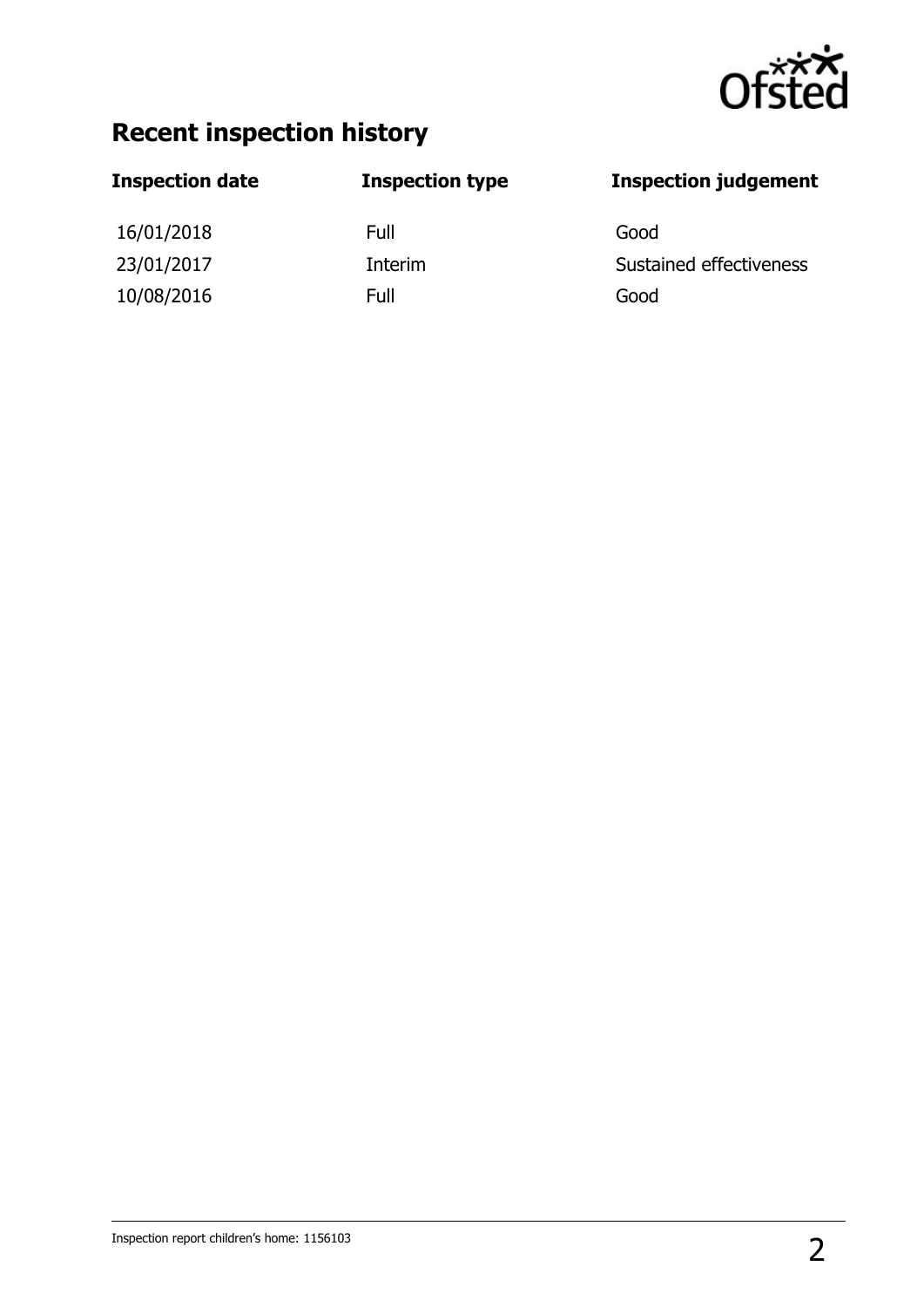## Recent inspection history

| Inspection date | Inspection type | Inspection judgement |
|---|---|---|
| 16/01/2018 | Full | Good |
| 23/01/2017 | Interim | Sustained effectiveness |
| 10/08/2016 | Full | Good |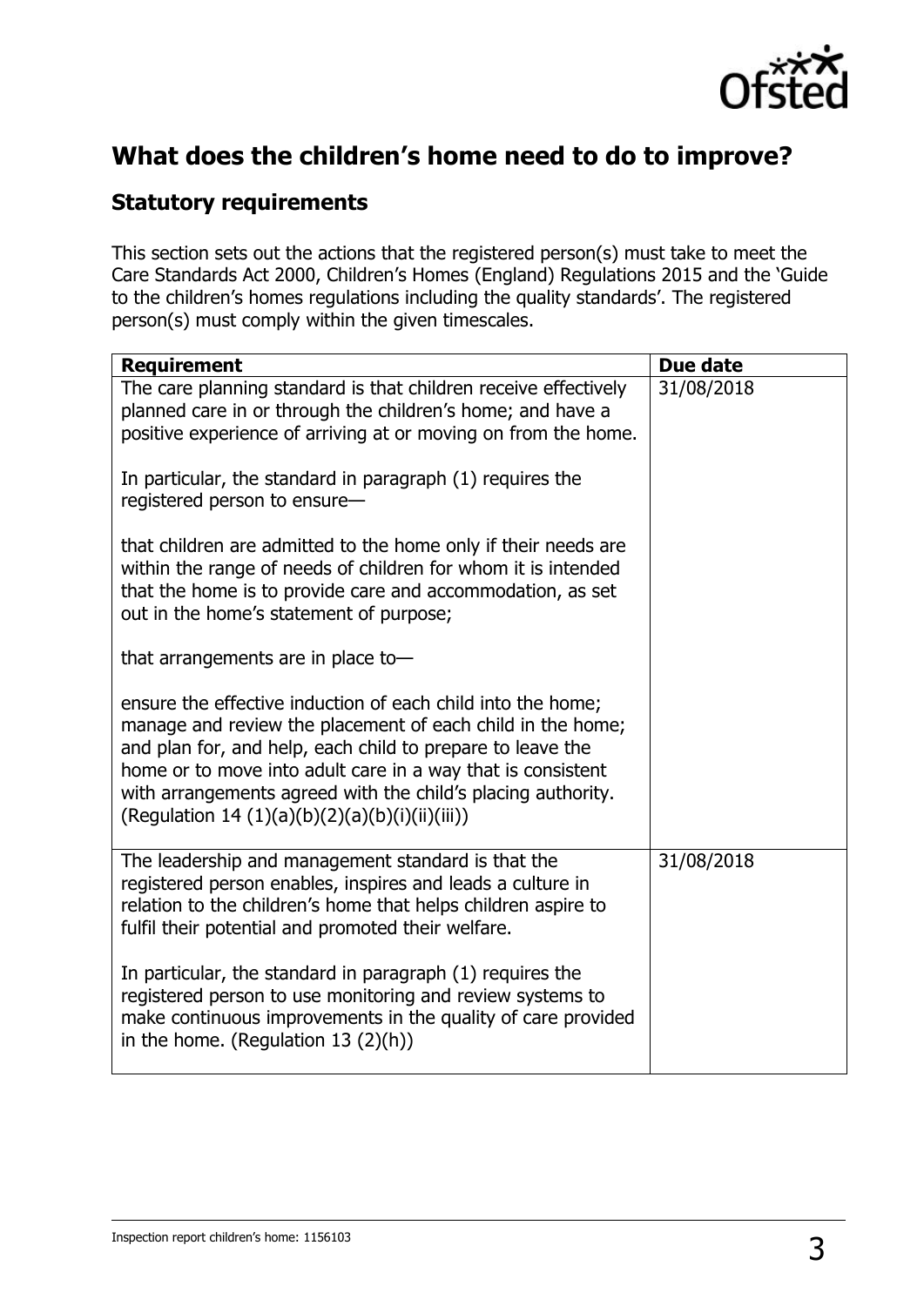## What does the children's home need to do to improve?

### Statutory requirements

This section sets out the actions that the registered person(s) must take to meet the Care Standards Act 2000, Children's Homes (England) Regulations 2015 and the 'Guide to the children's homes regulations including the quality standards'. The registered person(s) must comply within the given timescales.

| Requirement | Due date |
|---|---|
| The care planning standard is that children receive effectively planned care in or through the children's home; and have a positive experience of arriving at or moving on from the home.<br><br>In particular, the standard in paragraph (1) requires the registered person to ensure—<br><br>that children are admitted to the home only if their needs are within the range of needs of children for whom it is intended that the home is to provide care and accommodation, as set out in the home's statement of purpose;<br><br>that arrangements are in place to—<br><br>ensure the effective induction of each child into the home; manage and review the placement of each child in the home; and plan for, and help, each child to prepare to leave the home or to move into adult care in a way that is consistent with arrangements agreed with the child's placing authority. (Regulation 14 (1)(a)(b)(2)(a)(b)(i)(ii)(iii)) | 31/08/2018 |
| The leadership and management standard is that the registered person enables, inspires and leads a culture in relation to the children's home that helps children aspire to fulfil their potential and promoted their welfare.<br><br>In particular, the standard in paragraph (1) requires the registered person to use monitoring and review systems to make continuous improvements in the quality of care provided in the home. (Regulation 13 (2)(h)) | 31/08/2018 |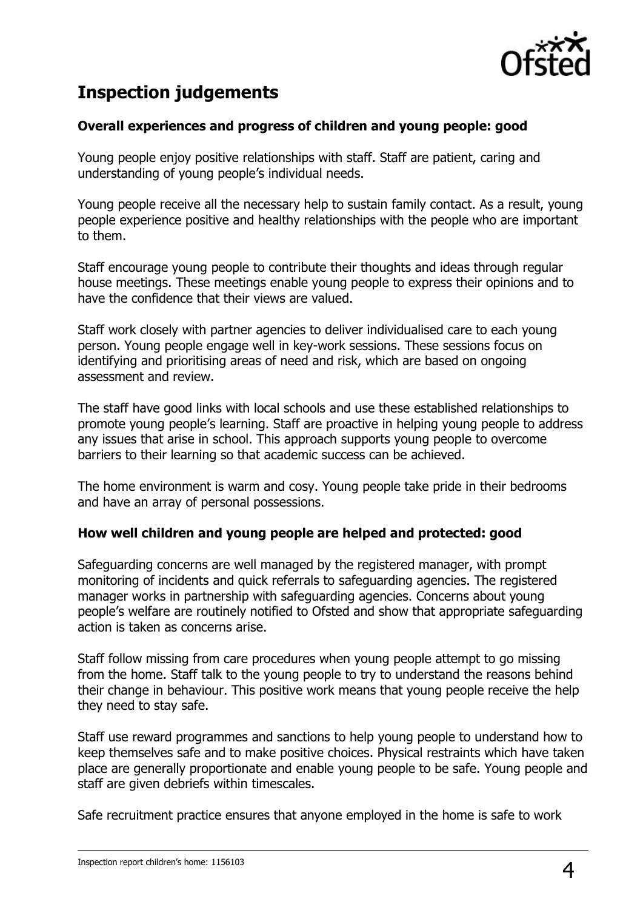## Inspection judgements

### Overall experiences and progress of children and young people: good

Young people enjoy positive relationships with staff. Staff are patient, caring and understanding of young people's individual needs.

Young people receive all the necessary help to sustain family contact. As a result, young people experience positive and healthy relationships with the people who are important to them.

Staff encourage young people to contribute their thoughts and ideas through regular house meetings. These meetings enable young people to express their opinions and to have the confidence that their views are valued.

Staff work closely with partner agencies to deliver individualised care to each young person. Young people engage well in key-work sessions. These sessions focus on identifying and prioritising areas of need and risk, which are based on ongoing assessment and review.

The staff have good links with local schools and use these established relationships to promote young people's learning. Staff are proactive in helping young people to address any issues that arise in school. This approach supports young people to overcome barriers to their learning so that academic success can be achieved.

The home environment is warm and cosy. Young people take pride in their bedrooms and have an array of personal possessions.

### How well children and young people are helped and protected: good

Safeguarding concerns are well managed by the registered manager, with prompt monitoring of incidents and quick referrals to safeguarding agencies. The registered manager works in partnership with safeguarding agencies. Concerns about young people's welfare are routinely notified to Ofsted and show that appropriate safeguarding action is taken as concerns arise.

Staff follow missing from care procedures when young people attempt to go missing from the home. Staff talk to the young people to try to understand the reasons behind their change in behaviour. This positive work means that young people receive the help they need to stay safe.

Staff use reward programmes and sanctions to help young people to understand how to keep themselves safe and to make positive choices. Physical restraints which have taken place are generally proportionate and enable young people to be safe. Young people and staff are given debriefs within timescales.

Safe recruitment practice ensures that anyone employed in the home is safe to work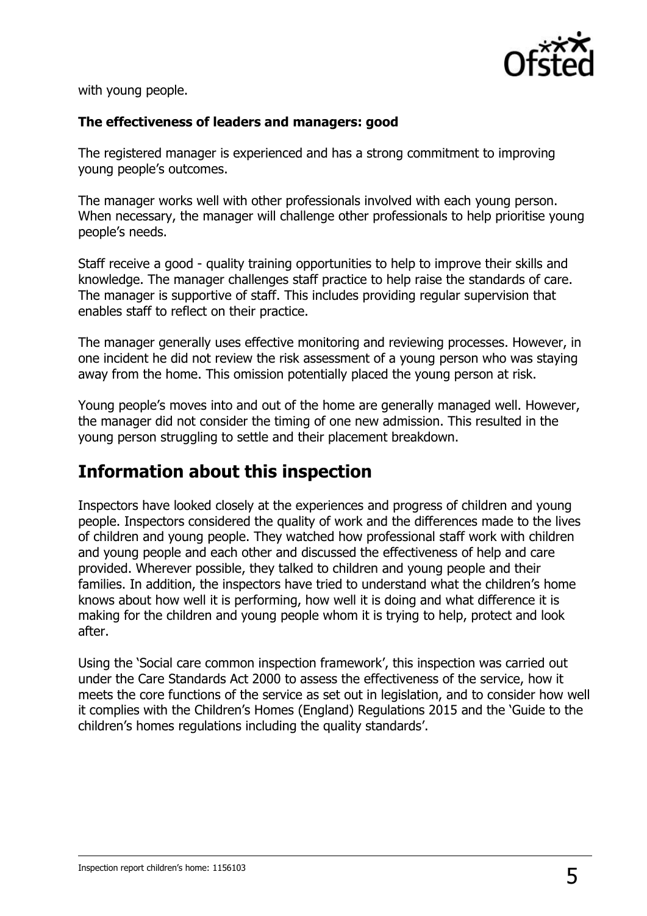with young people.

**The effectiveness of leaders and managers: good**

The registered manager is experienced and has a strong commitment to improving young people's outcomes.

The manager works well with other professionals involved with each young person. When necessary, the manager will challenge other professionals to help prioritise young people's needs.

Staff receive a good - quality training opportunities to help to improve their skills and knowledge. The manager challenges staff practice to help raise the standards of care. The manager is supportive of staff. This includes providing regular supervision that enables staff to reflect on their practice.

The manager generally uses effective monitoring and reviewing processes. However, in one incident he did not review the risk assessment of a young person who was staying away from the home. This omission potentially placed the young person at risk.

Young people's moves into and out of the home are generally managed well. However, the manager did not consider the timing of one new admission. This resulted in the young person struggling to settle and their placement breakdown.

## Information about this inspection

Inspectors have looked closely at the experiences and progress of children and young people. Inspectors considered the quality of work and the differences made to the lives of children and young people. They watched how professional staff work with children and young people and each other and discussed the effectiveness of help and care provided. Wherever possible, they talked to children and young people and their families. In addition, the inspectors have tried to understand what the children's home knows about how well it is performing, how well it is doing and what difference it is making for the children and young people whom it is trying to help, protect and look after.

Using the 'Social care common inspection framework', this inspection was carried out under the Care Standards Act 2000 to assess the effectiveness of the service, how it meets the core functions of the service as set out in legislation, and to consider how well it complies with the Children's Homes (England) Regulations 2015 and the 'Guide to the children's homes regulations including the quality standards'.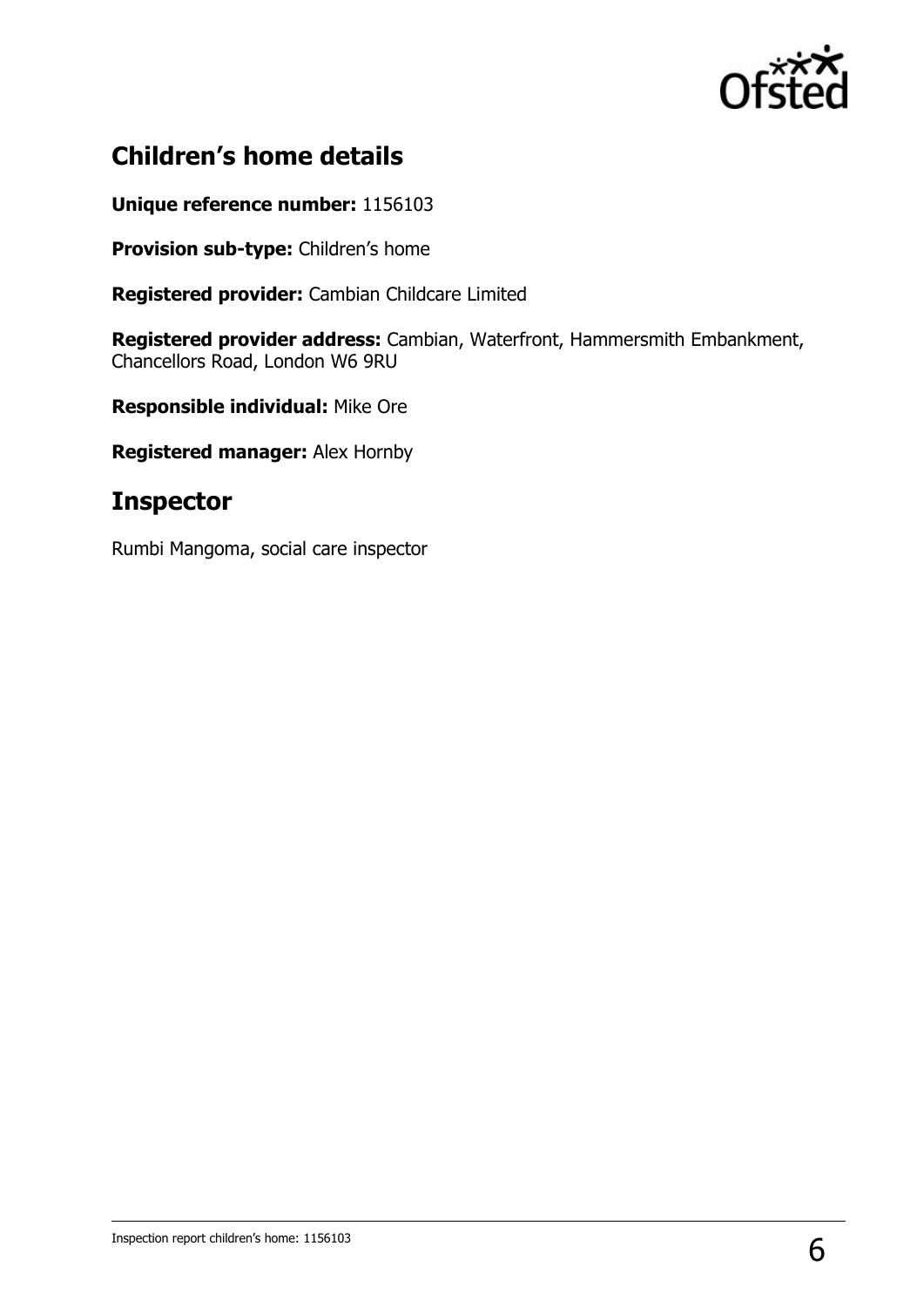## Children's home details

**Unique reference number:** 1156103

**Provision sub-type:** Children's home

**Registered provider:** Cambian Childcare Limited

**Registered provider address:** Cambian, Waterfront, Hammersmith Embankment, Chancellors Road, London W6 9RU

**Responsible individual:** Mike Ore

**Registered manager:** Alex Hornby

## Inspector

Rumbi Mangoma, social care inspector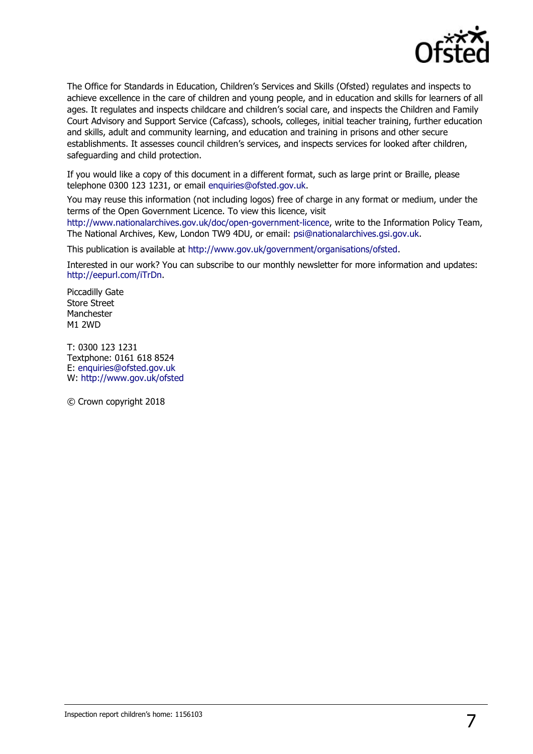The Office for Standards in Education, Children's Services and Skills (Ofsted) regulates and inspects to achieve excellence in the care of children and young people, and in education and skills for learners of all ages. It regulates and inspects childcare and children's social care, and inspects the Children and Family Court Advisory and Support Service (Cafcass), schools, colleges, initial teacher training, further education and skills, adult and community learning, and education and training in prisons and other secure establishments. It assesses council children's services, and inspects services for looked after children, safeguarding and child protection.

If you would like a copy of this document in a different format, such as large print or Braille, please telephone 0300 123 1231, or email enquiries@ofsted.gov.uk.

You may reuse this information (not including logos) free of charge in any format or medium, under the terms of the Open Government Licence. To view this licence, visit http://www.nationalarchives.gov.uk/doc/open-government-licence, write to the Information Policy Team, The National Archives, Kew, London TW9 4DU, or email: psi@nationalarchives.gsi.gov.uk.

This publication is available at http://www.gov.uk/government/organisations/ofsted.

Interested in our work? You can subscribe to our monthly newsletter for more information and updates: http://eepurl.com/iTrDn.

Piccadilly Gate
Store Street
Manchester
M1 2WD

T: 0300 123 1231
Textphone: 0161 618 8524
E: enquiries@ofsted.gov.uk
W: http://www.gov.uk/ofsted

© Crown copyright 2018